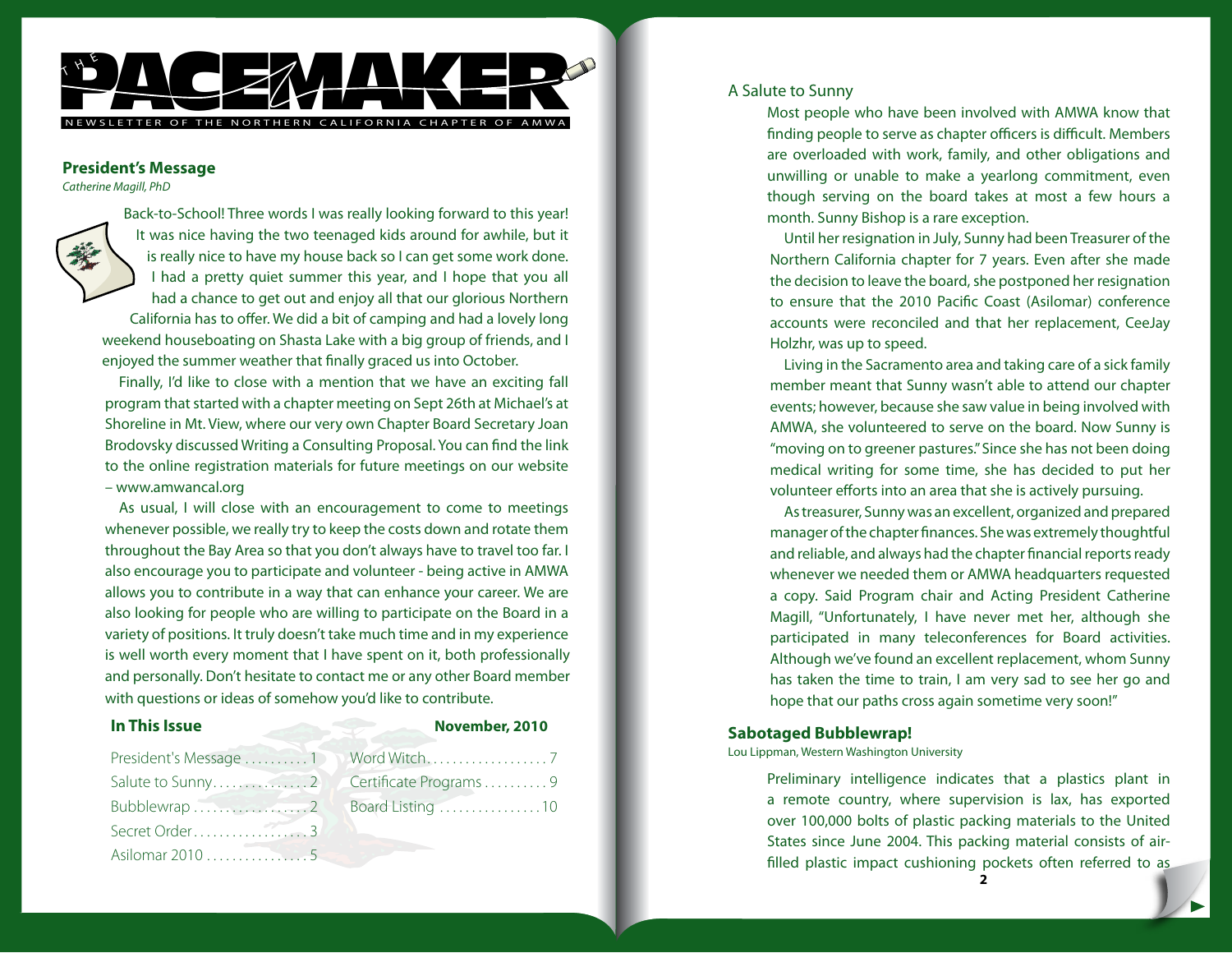# THE PACEMAKER

NEWSLETTER OF THE NORTHERN CALIFORNIA CHAPTER OF AMWA

## President's Message

*Catherine Magill, PhD*

Back-to-School! Three words I was really looking forward to this year! It was nice having the two teenaged kids around for awhile, but it is really nice to have my house back so I can get some work done. I had a pretty quiet summer this year, and I hope that you all had a chance to get out and enjoy all that our glorious Northern California has to offer. We did a bit of camping and had a lovely long weekend houseboating on Shasta Lake with a big group of friends, and I enjoyed the summer weather that finally graced us into October.

Finally, I'd like to close with a mention that we have an exciting fall program that started with a chapter meeting on Sept 26th at Michael's at Shoreline in Mt. View, where our very own Chapter Board Secretary Joan Brodovsky discussed Writing a Consulting Proposal. You can find the link to the online registration materials for future meetings on our website – www.amwancal.org

As usual, I will close with an encouragement to come to meetings whenever possible, we really try to keep the costs down and rotate them throughout the Bay Area so that you don't always have to travel too far. I also encourage you to participate and volunteer - being active in AMWA allows you to contribute in a way that can enhance your career. We are also looking for people who are willing to participate on the Board in a variety of positions. It truly doesn't take much time and in my experience is well worth every moment that I have spent on it, both professionally and personally. Don't hesitate to contact me or any other Board member with questions or ideas of somehow you'd like to contribute.

## In This Issue

**November, 2010**

| | |
|---|---|
| President's Message .......... 1 | Word Witch.................. 7 |
| Salute to Sunny............... 2 | Certificate Programs .......... 9 |
| Bubblewrap .................. 2 | Board Listing ................ 10 |
| Secret Order.................. 3 | |
| Asilomar 2010 ................ 5 | |

## A Salute to Sunny

Most people who have been involved with AMWA know that finding people to serve as chapter officers is difficult. Members are overloaded with work, family, and other obligations and unwilling or unable to make a yearlong commitment, even though serving on the board takes at most a few hours a month. Sunny Bishop is a rare exception.

Until her resignation in July, Sunny had been Treasurer of the Northern California chapter for 7 years. Even after she made the decision to leave the board, she postponed her resignation to ensure that the 2010 Pacific Coast (Asilomar) conference accounts were reconciled and that her replacement, CeeJay Holzhr, was up to speed.

Living in the Sacramento area and taking care of a sick family member meant that Sunny wasn't able to attend our chapter events; however, because she saw value in being involved with AMWA, she volunteered to serve on the board. Now Sunny is "moving on to greener pastures." Since she has not been doing medical writing for some time, she has decided to put her volunteer efforts into an area that she is actively pursuing.

As treasurer, Sunny was an excellent, organized and prepared manager of the chapter finances. She was extremely thoughtful and reliable, and always had the chapter financial reports ready whenever we needed them or AMWA headquarters requested a copy. Said Program chair and Acting President Catherine Magill, "Unfortunately, I have never met her, although she participated in many teleconferences for Board activities. Although we've found an excellent replacement, whom Sunny has taken the time to train, I am very sad to see her go and hope that our paths cross again sometime very soon!"

## Sabotaged Bubblewrap!

Lou Lippman, Western Washington University

Preliminary intelligence indicates that a plastics plant in a remote country, where supervision is lax, has exported over 100,000 bolts of plastic packing materials to the United States since June 2004. This packing material consists of air-filled plastic impact cushioning pockets often referred to as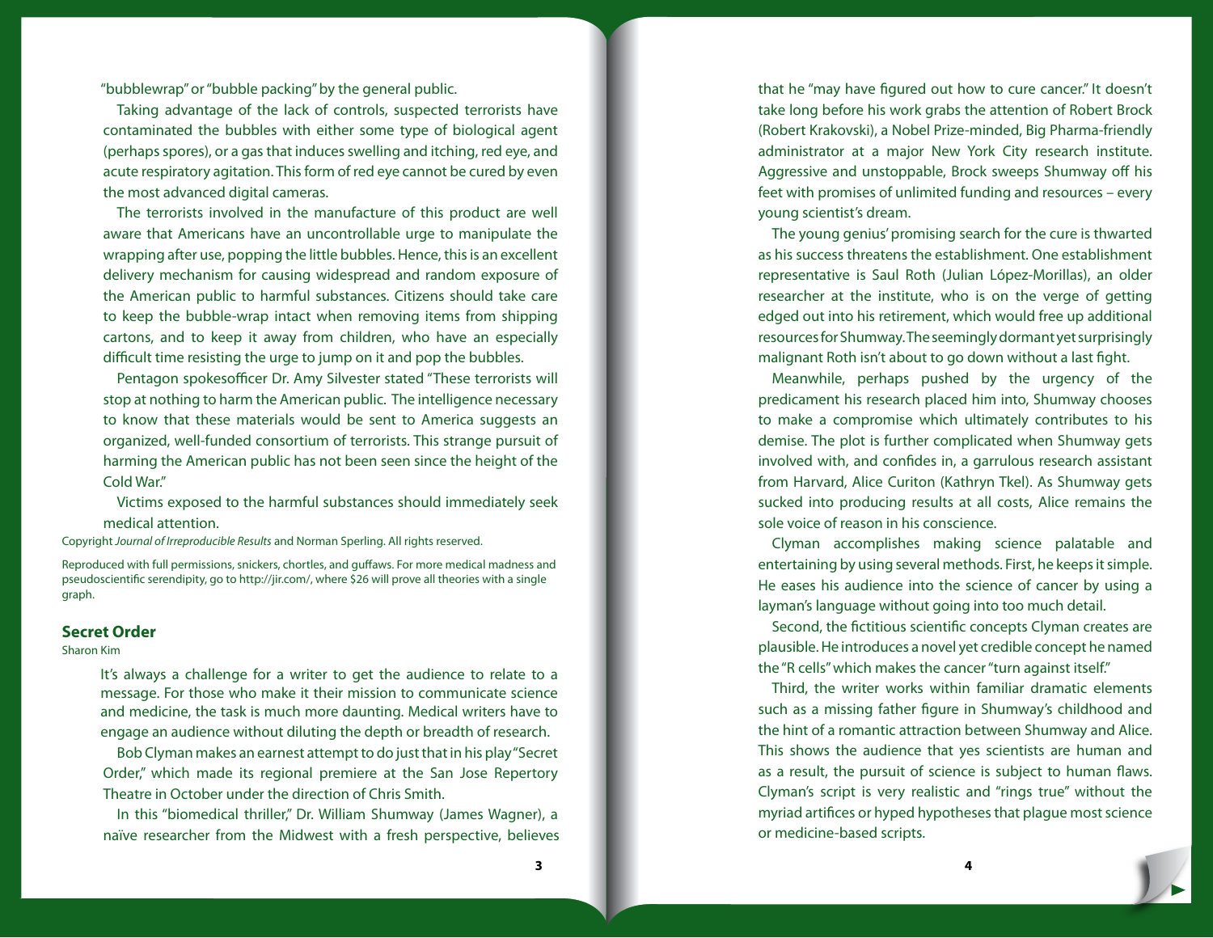"bubblewrap" or "bubble packing" by the general public.

Taking advantage of the lack of controls, suspected terrorists have contaminated the bubbles with either some type of biological agent (perhaps spores), or a gas that induces swelling and itching, red eye, and acute respiratory agitation. This form of red eye cannot be cured by even the most advanced digital cameras.

The terrorists involved in the manufacture of this product are well aware that Americans have an uncontrollable urge to manipulate the wrapping after use, popping the little bubbles. Hence, this is an excellent delivery mechanism for causing widespread and random exposure of the American public to harmful substances. Citizens should take care to keep the bubble-wrap intact when removing items from shipping cartons, and to keep it away from children, who have an especially difficult time resisting the urge to jump on it and pop the bubbles.

Pentagon spokesofficer Dr. Amy Silvester stated "These terrorists will stop at nothing to harm the American public. The intelligence necessary to know that these materials would be sent to America suggests an organized, well-funded consortium of terrorists. This strange pursuit of harming the American public has not been seen since the height of the Cold War."

Victims exposed to the harmful substances should immediately seek medical attention.

Copyright *Journal of Irreproducible Results* and Norman Sperling. All rights reserved.

Reproduced with full permissions, snickers, chortles, and guffaws. For more medical madness and pseudoscientific serendipity, go to http://jir.com/, where $26 will prove all theories with a single graph.

## Secret Order

Sharon Kim

It's always a challenge for a writer to get the audience to relate to a message. For those who make it their mission to communicate science and medicine, the task is much more daunting. Medical writers have to engage an audience without diluting the depth or breadth of research.

Bob Clyman makes an earnest attempt to do just that in his play "Secret Order," which made its regional premiere at the San Jose Repertory Theatre in October under the direction of Chris Smith.

In this "biomedical thriller," Dr. William Shumway (James Wagner), a naïve researcher from the Midwest with a fresh perspective, believes that he "may have figured out how to cure cancer." It doesn't take long before his work grabs the attention of Robert Brock (Robert Krakovski), a Nobel Prize-minded, Big Pharma-friendly administrator at a major New York City research institute. Aggressive and unstoppable, Brock sweeps Shumway off his feet with promises of unlimited funding and resources – every young scientist's dream.

The young genius' promising search for the cure is thwarted as his success threatens the establishment. One establishment representative is Saul Roth (Julian López-Morillas), an older researcher at the institute, who is on the verge of getting edged out into his retirement, which would free up additional resources for Shumway. The seemingly dormant yet surprisingly malignant Roth isn't about to go down without a last fight.

Meanwhile, perhaps pushed by the urgency of the predicament his research placed him into, Shumway chooses to make a compromise which ultimately contributes to his demise. The plot is further complicated when Shumway gets involved with, and confides in, a garrulous research assistant from Harvard, Alice Curiton (Kathryn Tkel). As Shumway gets sucked into producing results at all costs, Alice remains the sole voice of reason in his conscience.

Clyman accomplishes making science palatable and entertaining by using several methods. First, he keeps it simple. He eases his audience into the science of cancer by using a layman's language without going into too much detail.

Second, the fictitious scientific concepts Clyman creates are plausible. He introduces a novel yet credible concept he named the "R cells" which makes the cancer "turn against itself."

Third, the writer works within familiar dramatic elements such as a missing father figure in Shumway's childhood and the hint of a romantic attraction between Shumway and Alice. This shows the audience that yes scientists are human and as a result, the pursuit of science is subject to human flaws. Clyman's script is very realistic and "rings true" without the myriad artifices or hyped hypotheses that plague most science or medicine-based scripts.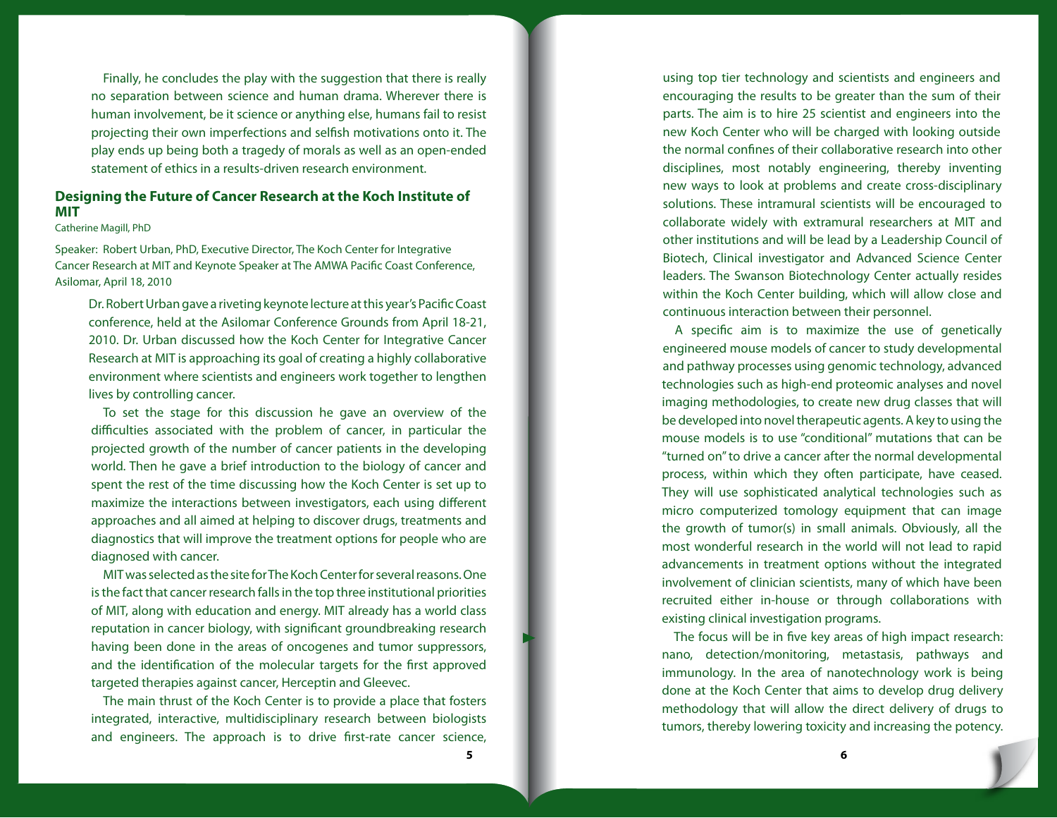Finally, he concludes the play with the suggestion that there is really no separation between science and human drama. Wherever there is human involvement, be it science or anything else, humans fail to resist projecting their own imperfections and selfish motivations onto it. The play ends up being both a tragedy of morals as well as an open-ended statement of ethics in a results-driven research environment.

## Designing the Future of Cancer Research at the Koch Institute of MIT

Catherine Magill, PhD

Speaker: Robert Urban, PhD, Executive Director, The Koch Center for Integrative Cancer Research at MIT and Keynote Speaker at The AMWA Pacific Coast Conference, Asilomar, April 18, 2010

Dr. Robert Urban gave a riveting keynote lecture at this year's Pacific Coast conference, held at the Asilomar Conference Grounds from April 18-21, 2010. Dr. Urban discussed how the Koch Center for Integrative Cancer Research at MIT is approaching its goal of creating a highly collaborative environment where scientists and engineers work together to lengthen lives by controlling cancer.

To set the stage for this discussion he gave an overview of the difficulties associated with the problem of cancer, in particular the projected growth of the number of cancer patients in the developing world. Then he gave a brief introduction to the biology of cancer and spent the rest of the time discussing how the Koch Center is set up to maximize the interactions between investigators, each using different approaches and all aimed at helping to discover drugs, treatments and diagnostics that will improve the treatment options for people who are diagnosed with cancer.

MIT was selected as the site for The Koch Center for several reasons. One is the fact that cancer research falls in the top three institutional priorities of MIT, along with education and energy. MIT already has a world class reputation in cancer biology, with significant groundbreaking research having been done in the areas of oncogenes and tumor suppressors, and the identification of the molecular targets for the first approved targeted therapies against cancer, Herceptin and Gleevec.

The main thrust of the Koch Center is to provide a place that fosters integrated, interactive, multidisciplinary research between biologists and engineers. The approach is to drive first-rate cancer science, using top tier technology and scientists and engineers and encouraging the results to be greater than the sum of their parts. The aim is to hire 25 scientist and engineers into the new Koch Center who will be charged with looking outside the normal confines of their collaborative research into other disciplines, most notably engineering, thereby inventing new ways to look at problems and create cross-disciplinary solutions. These intramural scientists will be encouraged to collaborate widely with extramural researchers at MIT and other institutions and will be lead by a Leadership Council of Biotech, Clinical investigator and Advanced Science Center leaders. The Swanson Biotechnology Center actually resides within the Koch Center building, which will allow close and continuous interaction between their personnel.

A specific aim is to maximize the use of genetically engineered mouse models of cancer to study developmental and pathway processes using genomic technology, advanced technologies such as high-end proteomic analyses and novel imaging methodologies, to create new drug classes that will be developed into novel therapeutic agents. A key to using the mouse models is to use "conditional" mutations that can be "turned on" to drive a cancer after the normal developmental process, within which they often participate, have ceased. They will use sophisticated analytical technologies such as micro computerized tomology equipment that can image the growth of tumor(s) in small animals. Obviously, all the most wonderful research in the world will not lead to rapid advancements in treatment options without the integrated involvement of clinician scientists, many of which have been recruited either in-house or through collaborations with existing clinical investigation programs.

The focus will be in five key areas of high impact research: nano, detection/monitoring, metastasis, pathways and immunology. In the area of nanotechnology work is being done at the Koch Center that aims to develop drug delivery methodology that will allow the direct delivery of drugs to tumors, thereby lowering toxicity and increasing the potency.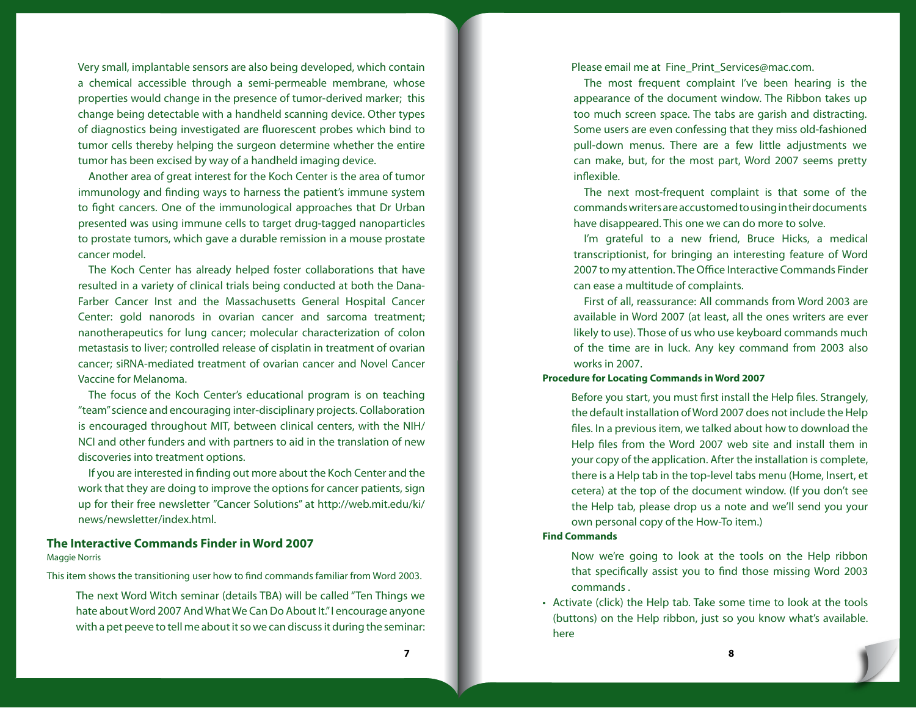Very small, implantable sensors are also being developed, which contain a chemical accessible through a semi-permeable membrane, whose properties would change in the presence of tumor-derived marker; this change being detectable with a handheld scanning device. Other types of diagnostics being investigated are fluorescent probes which bind to tumor cells thereby helping the surgeon determine whether the entire tumor has been excised by way of a handheld imaging device.

Another area of great interest for the Koch Center is the area of tumor immunology and finding ways to harness the patient's immune system to fight cancers. One of the immunological approaches that Dr Urban presented was using immune cells to target drug-tagged nanoparticles to prostate tumors, which gave a durable remission in a mouse prostate cancer model.

The Koch Center has already helped foster collaborations that have resulted in a variety of clinical trials being conducted at both the Dana-Farber Cancer Inst and the Massachusetts General Hospital Cancer Center: gold nanorods in ovarian cancer and sarcoma treatment; nanotherapeutics for lung cancer; molecular characterization of colon metastasis to liver; controlled release of cisplatin in treatment of ovarian cancer; siRNA-mediated treatment of ovarian cancer and Novel Cancer Vaccine for Melanoma.

The focus of the Koch Center's educational program is on teaching "team" science and encouraging inter-disciplinary projects. Collaboration is encouraged throughout MIT, between clinical centers, with the NIH/NCI and other funders and with partners to aid in the translation of new discoveries into treatment options.

If you are interested in finding out more about the Koch Center and the work that they are doing to improve the options for cancer patients, sign up for their free newsletter "Cancer Solutions" at http://web.mit.edu/ki/news/newsletter/index.html.

## The Interactive Commands Finder in Word 2007

Maggie Norris

This item shows the transitioning user how to find commands familiar from Word 2003.

The next Word Witch seminar (details TBA) will be called "Ten Things we hate about Word 2007 And What We Can Do About It." I encourage anyone with a pet peeve to tell me about it so we can discuss it during the seminar: Please email me at Fine_Print_Services@mac.com.

The most frequent complaint I've been hearing is the appearance of the document window. The Ribbon takes up too much screen space. The tabs are garish and distracting. Some users are even confessing that they miss old-fashioned pull-down menus. There are a few little adjustments we can make, but, for the most part, Word 2007 seems pretty inflexible.

The next most-frequent complaint is that some of the commands writers are accustomed to using in their documents have disappeared. This one we can do more to solve.

I'm grateful to a new friend, Bruce Hicks, a medical transcriptionist, for bringing an interesting feature of Word 2007 to my attention. The Office Interactive Commands Finder can ease a multitude of complaints.

First of all, reassurance: All commands from Word 2003 are available in Word 2007 (at least, all the ones writers are ever likely to use). Those of us who use keyboard commands much of the time are in luck. Any key command from 2003 also works in 2007.

### Procedure for Locating Commands in Word 2007

Before you start, you must first install the Help files. Strangely, the default installation of Word 2007 does not include the Help files. In a previous item, we talked about how to download the Help files from the Word 2007 web site and install them in your copy of the application. After the installation is complete, there is a Help tab in the top-level tabs menu (Home, Insert, et cetera) at the top of the document window. (If you don't see the Help tab, please drop us a note and we'll send you your own personal copy of the How-To item.)

### Find Commands

Now we're going to look at the tools on the Help ribbon that specifically assist you to find those missing Word 2003 commands .

- Activate (click) the Help tab. Take some time to look at the tools (buttons) on the Help ribbon, just so you know what's available. here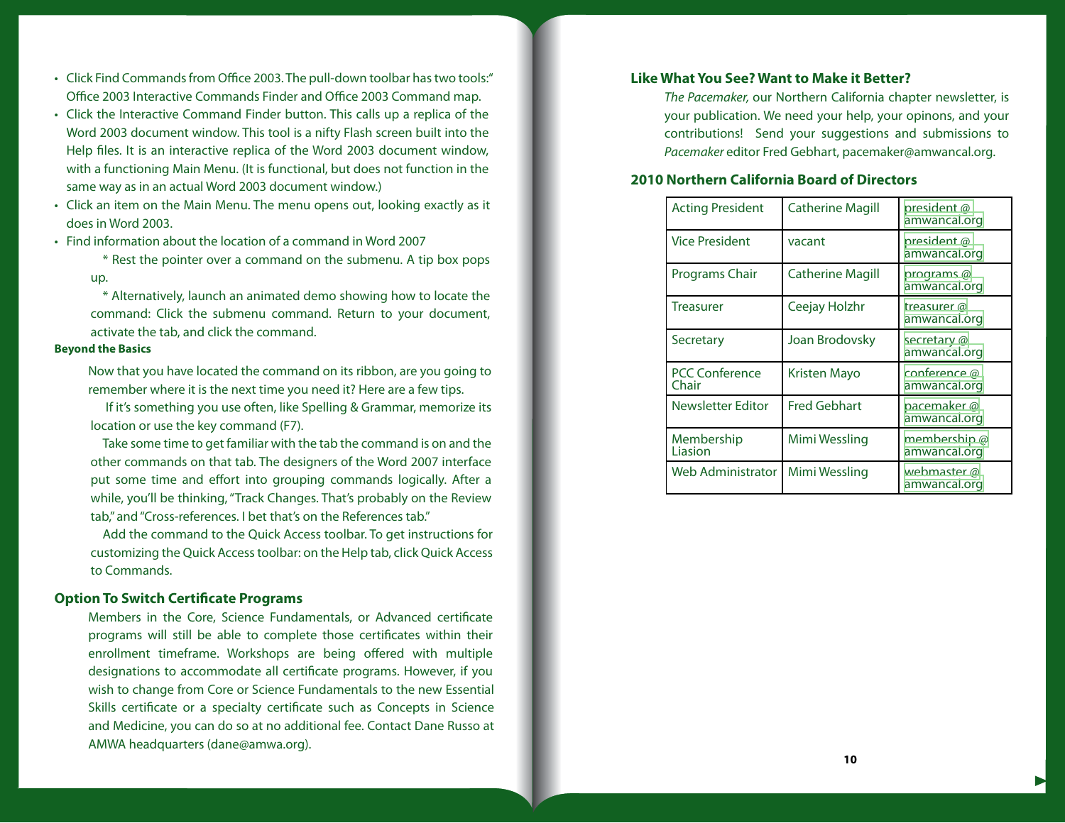- Click Find Commands from Office 2003. The pull-down toolbar has two tools:" Office 2003 Interactive Commands Finder and Office 2003 Command map.
- Click the Interactive Command Finder button. This calls up a replica of the Word 2003 document window. This tool is a nifty Flash screen built into the Help files. It is an interactive replica of the Word 2003 document window, with a functioning Main Menu. (It is functional, but does not function in the same way as in an actual Word 2003 document window.)
- Click an item on the Main Menu. The menu opens out, looking exactly as it does in Word 2003.
- Find information about the location of a command in Word 2007

  * Rest the pointer over a command on the submenu. A tip box pops up.

  * Alternatively, launch an animated demo showing how to locate the command: Click the submenu command. Return to your document, activate the tab, and click the command.

**Beyond the Basics**

Now that you have located the command on its ribbon, are you going to remember where it is the next time you need it? Here are a few tips.

If it's something you use often, like Spelling & Grammar, memorize its location or use the key command (F7).

Take some time to get familiar with the tab the command is on and the other commands on that tab. The designers of the Word 2007 interface put some time and effort into grouping commands logically. After a while, you'll be thinking, "Track Changes. That's probably on the Review tab," and "Cross-references. I bet that's on the References tab."

Add the command to the Quick Access toolbar. To get instructions for customizing the Quick Access toolbar: on the Help tab, click Quick Access to Commands.

## Option To Switch Certificate Programs

Members in the Core, Science Fundamentals, or Advanced certificate programs will still be able to complete those certificates within their enrollment timeframe. Workshops are being offered with multiple designations to accommodate all certificate programs. However, if you wish to change from Core or Science Fundamentals to the new Essential Skills certificate or a specialty certificate such as Concepts in Science and Medicine, you can do so at no additional fee. Contact Dane Russo at AMWA headquarters (dane@amwa.org).

## Like What You See? Want to Make it Better?

*The Pacemaker,* our Northern California chapter newsletter, is your publication. We need your help, your opinons, and your contributions! Send your suggestions and submissions to *Pacemaker* editor Fred Gebhart, pacemaker@amwancal.org.

## 2010 Northern California Board of Directors

| | | |
|---|---|---|
| Acting President | Catherine Magill | president @ amwancal.org |
| Vice President | vacant | president @ amwancal.org |
| Programs Chair | Catherine Magill | programs @ amwancal.org |
| Treasurer | Ceejay Holzhr | treasurer @ amwancal.org |
| Secretary | Joan Brodovsky | secretary @ amwancal.org |
| PCC Conference Chair | Kristen Mayo | conference @ amwancal.org |
| Newsletter Editor | Fred Gebhart | pacemaker @ amwancal.org |
| Membership Liasion | Mimi Wessling | membership @ amwancal.org |
| Web Administrator | Mimi Wessling | webmaster @ amwancal.org |